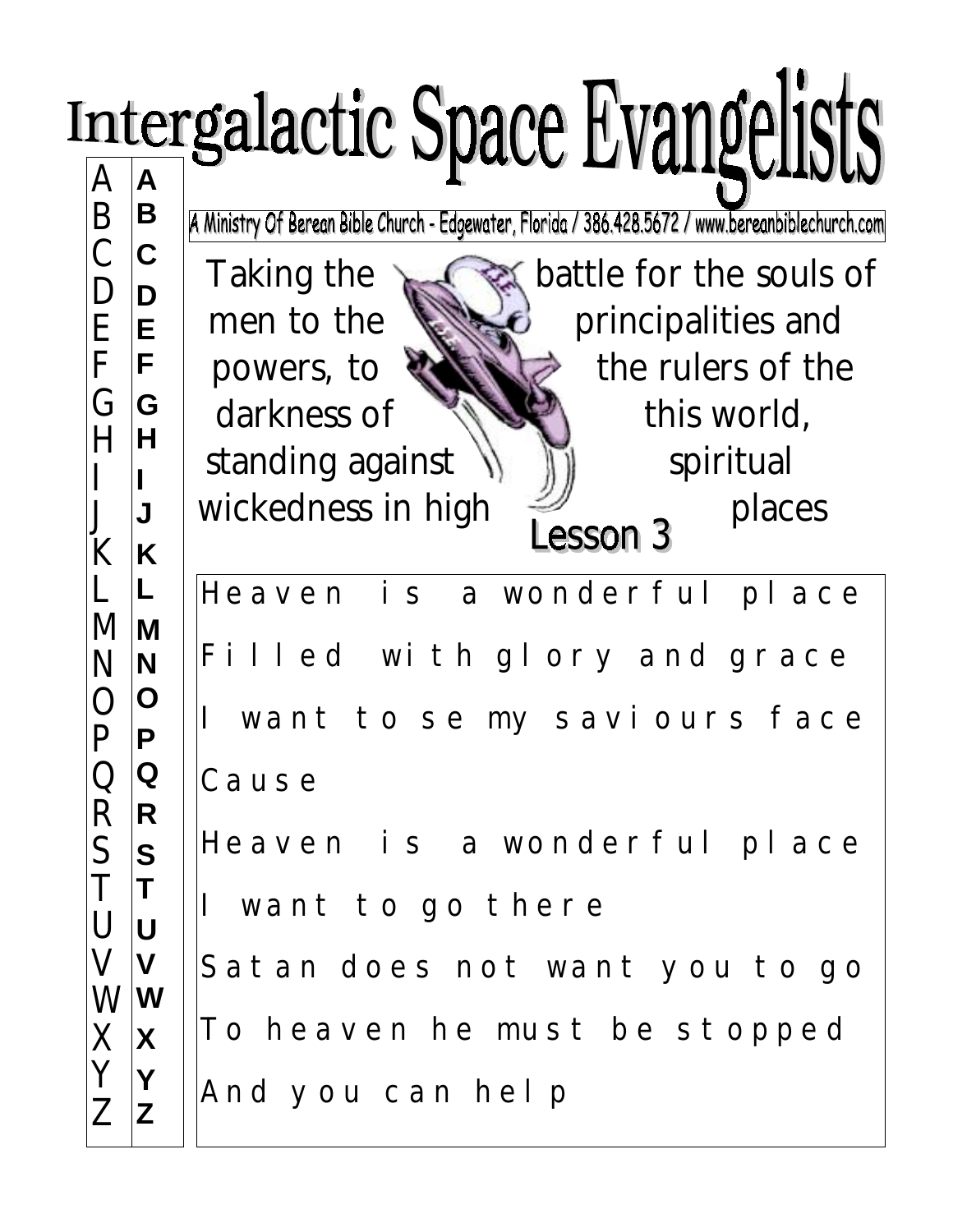# Intergalactic Space Evangelists

A Ministry Of Berean Bible Church - Edgewater, Florida / 386.428.5672 / www.bereanbiblechurch.com

Taking the battle for the souls of men to the principalities and powers, to the rulers of the darkness of this world, standing against spiritual wickedness in high places

## Lesson 3

| A | A |
|---|---|
| B | B |
| C | C |
| D | D |
| E | E |
| F | F |
| G | G |
| H | H |
| I | I |
| J | J |
| K | K |
| L | L |
| M | M |
| N | N |
| O | O |
| P | P |
| Q | Q |
| R | R |
| S | S |
| T | T |
| U | U |
| V | V |
| W | W |
| X | X |
| Y | Y |
| Z | Z |

Heaven is a wonderful place

Filled with glory and grace

I want to se my saviours face

Cause

Heaven is a wonderful place

I want to go there

Satan does not want you to go

To heaven he must be stopped

And you can help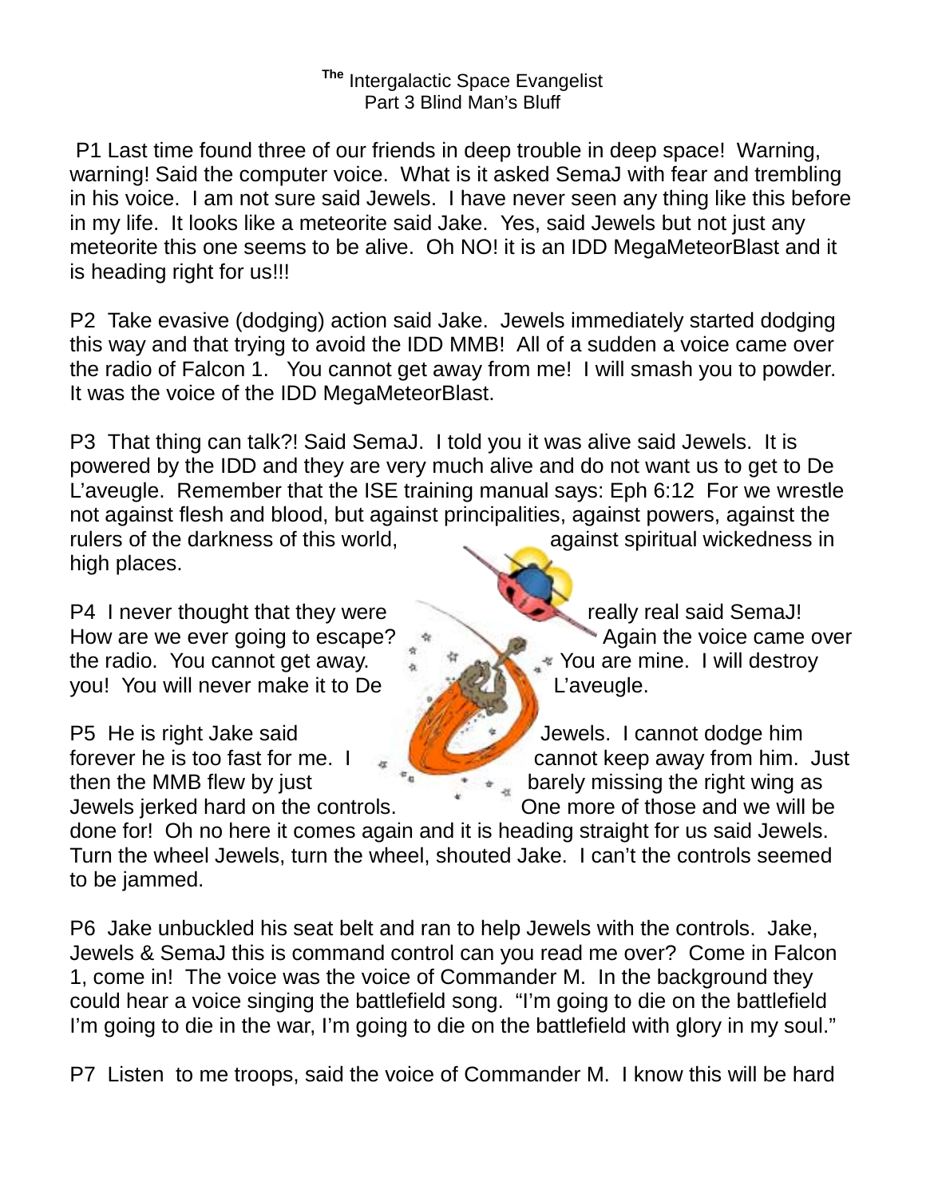**The** Intergalactic Space Evangelist
Part 3 Blind Man's Bluff

P1 Last time found three of our friends in deep trouble in deep space! Warning, warning! Said the computer voice. What is it asked SemaJ with fear and trembling in his voice. I am not sure said Jewels. I have never seen any thing like this before in my life. It looks like a meteorite said Jake. Yes, said Jewels but not just any meteorite this one seems to be alive. Oh NO! it is an IDD MegaMeteorBlast and it is heading right for us!!!

P2 Take evasive (dodging) action said Jake. Jewels immediately started dodging this way and that trying to avoid the IDD MMB! All of a sudden a voice came over the radio of Falcon 1. You cannot get away from me! I will smash you to powder. It was the voice of the IDD MegaMeteorBlast.

P3 That thing can talk?! Said SemaJ. I told you it was alive said Jewels. It is powered by the IDD and they are very much alive and do not want us to get to De L'aveugle. Remember that the ISE training manual says: Eph 6:12 For we wrestle not against flesh and blood, but against principalities, against powers, against the rulers of the darkness of this world, against spiritual wickedness in high places.

P4 I never thought that they were really real said SemaJ! How are we ever going to escape? Again the voice came over the radio. You cannot get away. You are mine. I will destroy you! You will never make it to De L'aveugle.

P5 He is right Jake said Jewels. I cannot dodge him forever he is too fast for me. I cannot keep away from him. Just then the MMB flew by just barely missing the right wing as Jewels jerked hard on the controls. One more of those and we will be done for! Oh no here it comes again and it is heading straight for us said Jewels. Turn the wheel Jewels, turn the wheel, shouted Jake. I can't the controls seemed to be jammed.

P6 Jake unbuckled his seat belt and ran to help Jewels with the controls. Jake, Jewels & SemaJ this is command control can you read me over? Come in Falcon 1, come in! The voice was the voice of Commander M. In the background they could hear a voice singing the battlefield song. "I'm going to die on the battlefield I'm going to die in the war, I'm going to die on the battlefield with glory in my soul."

P7 Listen to me troops, said the voice of Commander M. I know this will be hard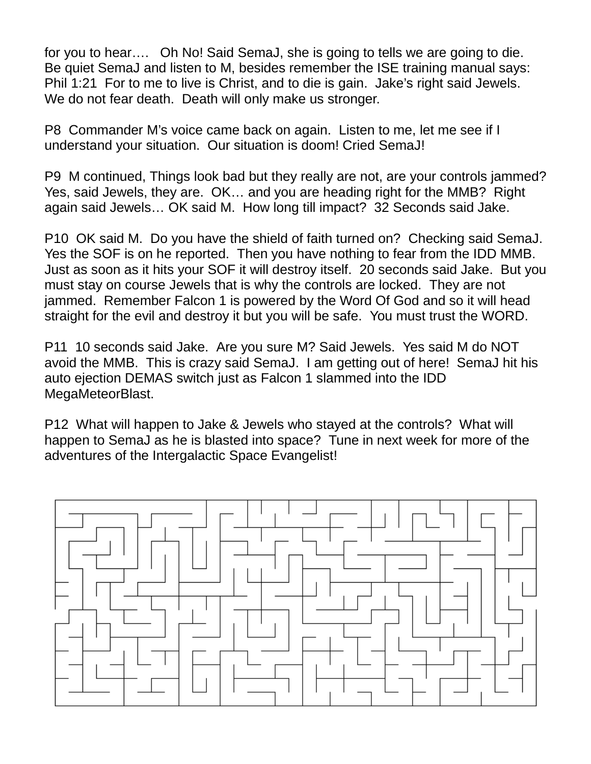for you to hear…. Oh No! Said SemaJ, she is going to tells we are going to die. Be quiet SemaJ and listen to M, besides remember the ISE training manual says: Phil 1:21 For to me to live is Christ, and to die is gain. Jake's right said Jewels. We do not fear death. Death will only make us stronger.

P8 Commander M's voice came back on again. Listen to me, let me see if I understand your situation. Our situation is doom! Cried SemaJ!

P9 M continued, Things look bad but they really are not, are your controls jammed? Yes, said Jewels, they are. OK… and you are heading right for the MMB? Right again said Jewels… OK said M. How long till impact? 32 Seconds said Jake.

P10 OK said M. Do you have the shield of faith turned on? Checking said SemaJ. Yes the SOF is on he reported. Then you have nothing to fear from the IDD MMB. Just as soon as it hits your SOF it will destroy itself. 20 seconds said Jake. But you must stay on course Jewels that is why the controls are locked. They are not jammed. Remember Falcon 1 is powered by the Word Of God and so it will head straight for the evil and destroy it but you will be safe. You must trust the WORD.

P11 10 seconds said Jake. Are you sure M? Said Jewels. Yes said M do NOT avoid the MMB. This is crazy said SemaJ. I am getting out of here! SemaJ hit his auto ejection DEMAS switch just as Falcon 1 slammed into the IDD MegaMeteorBlast.

P12 What will happen to Jake & Jewels who stayed at the controls? What will happen to SemaJ as he is blasted into space? Tune in next week for more of the adventures of the Intergalactic Space Evangelist!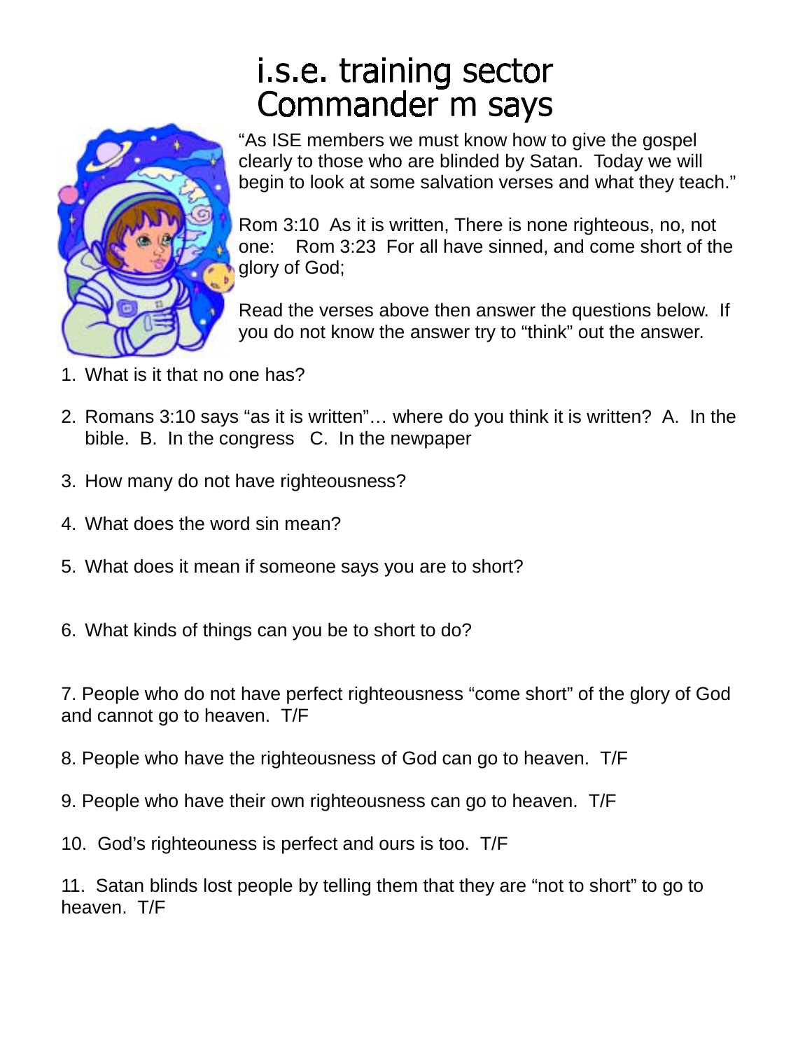# i.s.e. training sector
# Commander m says

"As ISE members we must know how to give the gospel clearly to those who are blinded by Satan. Today we will begin to look at some salvation verses and what they teach."

Rom 3:10 As it is written, There is none righteous, no, not one: Rom 3:23 For all have sinned, and come short of the glory of God;

Read the verses above then answer the questions below. If you do not know the answer try to "think" out the answer.

1. What is it that no one has?

2. Romans 3:10 says "as it is written"… where do you think it is written? A. In the bible. B. In the congress C. In the newpaper

3. How many do not have righteousness?

4. What does the word sin mean?

5. What does it mean if someone says you are to short?

6. What kinds of things can you be to short to do?

7. People who do not have perfect righteousness "come short" of the glory of God and cannot go to heaven. T/F

8. People who have the righteousness of God can go to heaven. T/F

9. People who have their own righteousness can go to heaven. T/F

10. God's righteouness is perfect and ours is too. T/F

11. Satan blinds lost people by telling them that they are "not to short" to go to heaven. T/F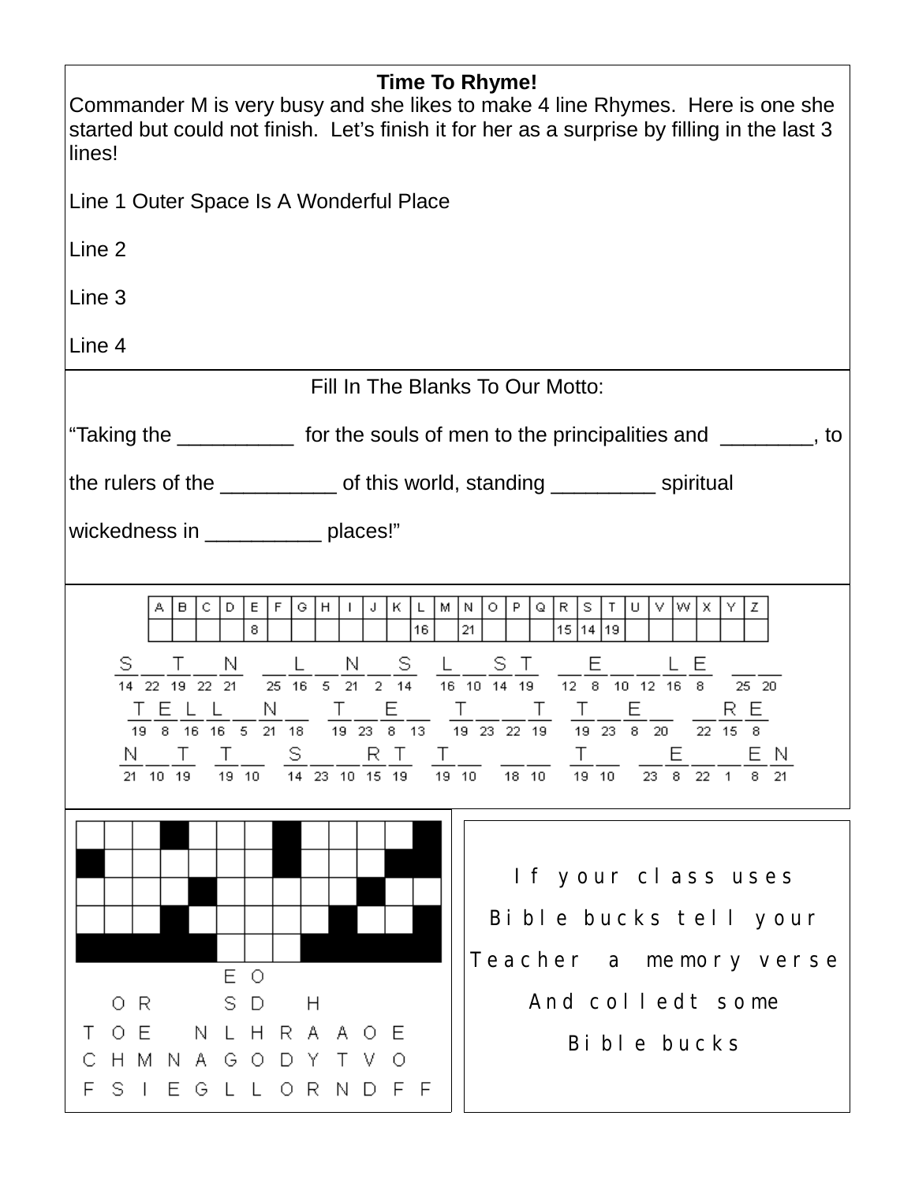**Time To Rhyme!**

Commander M is very busy and she likes to make 4 line Rhymes. Here is one she started but could not finish. Let's finish it for her as a surprise by filling in the last 3 lines!

Line 1 Outer Space Is A Wonderful Place

Line 2

Line 3

Line 4

Fill In The Blanks To Our Motto:

"Taking the __________ for the souls of men to the principalities and ________, to the rulers of the __________ of this world, standing _________ spiritual wickedness in __________ places!"

| A | B | C | D | E | F | G | H | I | J | K | L | M | N | O | P | Q | R | S | T | U | V | W | X | Y | Z |
|---|---|---|---|---|---|---|---|---|---|---|---|---|---|---|---|---|---|---|---|---|---|---|---|---|---|
| | | | | 8 | | | | | | | 16 | | 21 | | | | 15 | 14 | 19 | | | | | | |

S _ T _ N &nbsp; _ L _ N _ S &nbsp; L _ S T &nbsp; _ E _ _ L E &nbsp; _ _
14 22 19 22 21 &nbsp; 25 16 5 21 2 14 &nbsp; 16 10 14 19 &nbsp; 12 8 10 12 16 8 &nbsp; 25 20

T E L L _ N _ &nbsp; T _ E _ &nbsp; T _ _ T &nbsp; T _ E _ &nbsp; _ R E
19 8 16 16 5 21 18 &nbsp; 19 23 8 13 &nbsp; 19 23 22 19 &nbsp; 19 23 8 20 &nbsp; 22 15 8

N _ T &nbsp; T _ &nbsp; S _ _ R T &nbsp; T _ &nbsp; _ _ &nbsp; T _ &nbsp; _ E _ _ E N
21 10 19 &nbsp; 19 10 &nbsp; 14 23 10 15 19 &nbsp; 19 10 &nbsp; 18 10 &nbsp; 19 10 &nbsp; 23 8 22 1 8 21

E O
O R &nbsp; S D &nbsp; H
T O E &nbsp; N L H R A A O E
C H M N A G O D Y T V O
F S I E G L L O R N D F F

If your class uses Bible bucks tell your Teacher a memory verse And colledt some Bible bucks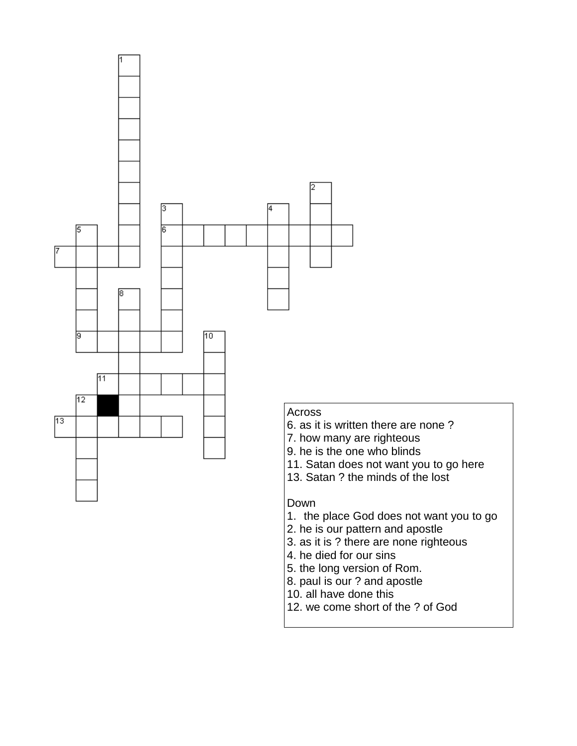Across
6. as it is written there are none ?
7. how many are righteous
9. he is the one who blinds
11. Satan does not want you to go here
13. Satan ? the minds of the lost

Down
1. the place God does not want you to go
2. he is our pattern and apostle
3. as it is ? there are none righteous
4. he died for our sins
5. the long version of Rom.
8. paul is our ? and apostle
10. all have done this
12. we come short of the ? of God